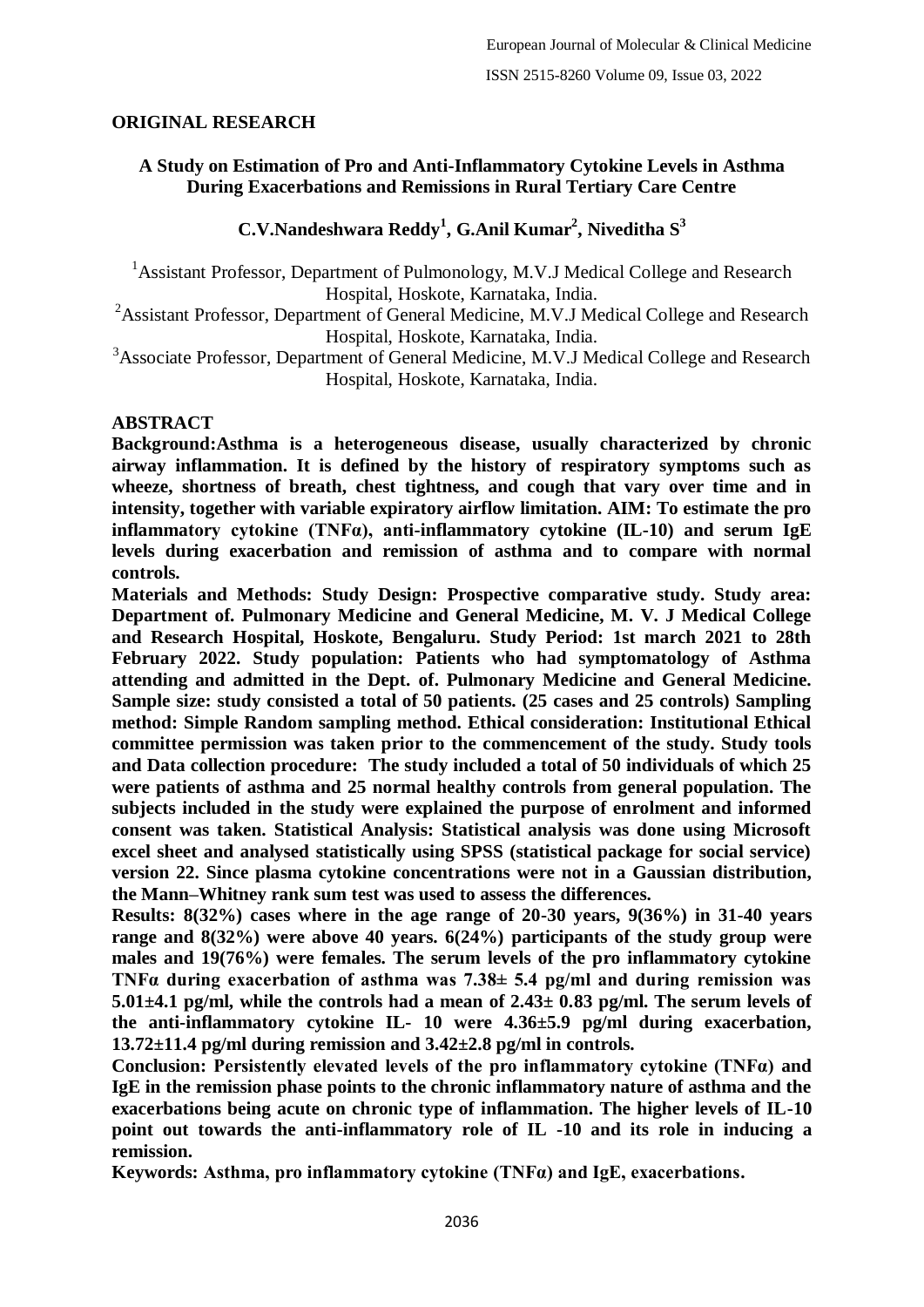**ORIGINAL RESEARCH**

# A Study on Estimation of Pro and Anti-Inflammatory Cytokine Levels in Asthma During Exacerbations and Remissions in Rural Tertiary Care Centre

**C.V.Nandeshwara Reddy[1], G.Anil Kumar[2], Niveditha S[3]**

[1]Assistant Professor, Department of Pulmonology, M.V.J Medical College and Research Hospital, Hoskote, Karnataka, India.

[2]Assistant Professor, Department of General Medicine, M.V.J Medical College and Research Hospital, Hoskote, Karnataka, India.

[3]Associate Professor, Department of General Medicine, M.V.J Medical College and Research Hospital, Hoskote, Karnataka, India.

## ABSTRACT

**Background:Asthma is a heterogeneous disease, usually characterized by chronic airway inflammation. It is defined by the history of respiratory symptoms such as wheeze, shortness of breath, chest tightness, and cough that vary over time and in intensity, together with variable expiratory airflow limitation. AIM: To estimate the pro inflammatory cytokine (TNFα), anti-inflammatory cytokine (IL-10) and serum IgE levels during exacerbation and remission of asthma and to compare with normal controls.**

**Materials and Methods: Study Design: Prospective comparative study. Study area: Department of. Pulmonary Medicine and General Medicine, M. V. J Medical College and Research Hospital, Hoskote, Bengaluru. Study Period: 1st march 2021 to 28th February 2022. Study population: Patients who had symptomatology of Asthma attending and admitted in the Dept. of. Pulmonary Medicine and General Medicine. Sample size: study consisted a total of 50 patients. (25 cases and 25 controls) Sampling method: Simple Random sampling method. Ethical consideration: Institutional Ethical committee permission was taken prior to the commencement of the study. Study tools and Data collection procedure: The study included a total of 50 individuals of which 25 were patients of asthma and 25 normal healthy controls from general population. The subjects included in the study were explained the purpose of enrolment and informed consent was taken. Statistical Analysis: Statistical analysis was done using Microsoft excel sheet and analysed statistically using SPSS (statistical package for social service) version 22. Since plasma cytokine concentrations were not in a Gaussian distribution, the Mann–Whitney rank sum test was used to assess the differences.**

**Results: 8(32%) cases where in the age range of 20-30 years, 9(36%) in 31-40 years range and 8(32%) were above 40 years. 6(24%) participants of the study group were males and 19(76%) were females. The serum levels of the pro inflammatory cytokine TNFα during exacerbation of asthma was 7.38± 5.4 pg/ml and during remission was 5.01±4.1 pg/ml, while the controls had a mean of 2.43± 0.83 pg/ml. The serum levels of the anti-inflammatory cytokine IL- 10 were 4.36±5.9 pg/ml during exacerbation, 13.72±11.4 pg/ml during remission and 3.42±2.8 pg/ml in controls.**

**Conclusion: Persistently elevated levels of the pro inflammatory cytokine (TNFα) and IgE in the remission phase points to the chronic inflammatory nature of asthma and the exacerbations being acute on chronic type of inflammation. The higher levels of IL-10 point out towards the anti-inflammatory role of IL -10 and its role in inducing a remission.**

**Keywords: Asthma, pro inflammatory cytokine (TNFα) and IgE, exacerbations.**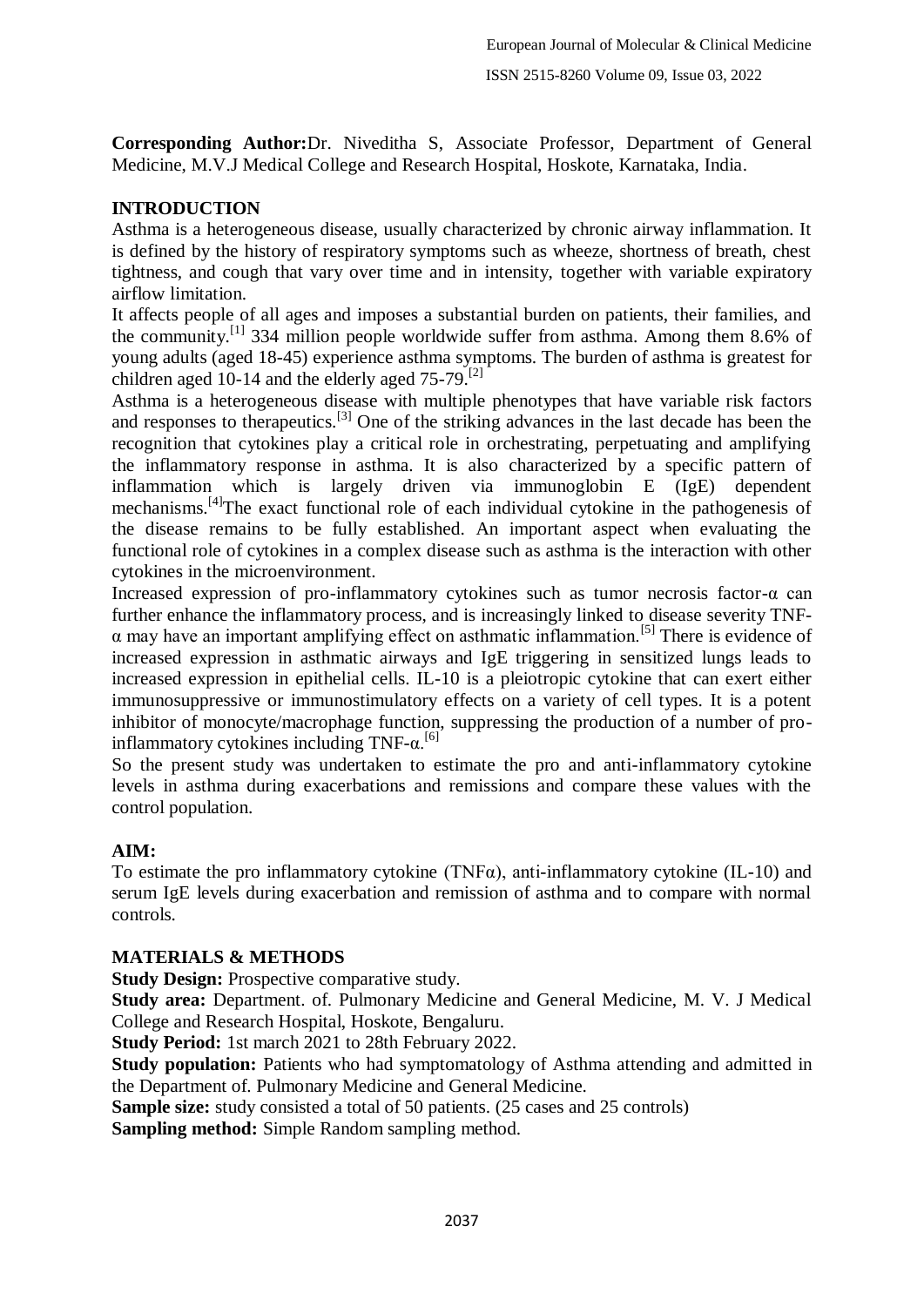**Corresponding Author:**Dr. Niveditha S, Associate Professor, Department of General Medicine, M.V.J Medical College and Research Hospital, Hoskote, Karnataka, India.

## INTRODUCTION

Asthma is a heterogeneous disease, usually characterized by chronic airway inflammation. It is defined by the history of respiratory symptoms such as wheeze, shortness of breath, chest tightness, and cough that vary over time and in intensity, together with variable expiratory airflow limitation.

It affects people of all ages and imposes a substantial burden on patients, their families, and the community.[1] 334 million people worldwide suffer from asthma. Among them 8.6% of young adults (aged 18-45) experience asthma symptoms. The burden of asthma is greatest for children aged 10-14 and the elderly aged 75-79.[2]

Asthma is a heterogeneous disease with multiple phenotypes that have variable risk factors and responses to therapeutics.[3] One of the striking advances in the last decade has been the recognition that cytokines play a critical role in orchestrating, perpetuating and amplifying the inflammatory response in asthma. It is also characterized by a specific pattern of inflammation which is largely driven via immunoglobin E (IgE) dependent mechanisms.[4]The exact functional role of each individual cytokine in the pathogenesis of the disease remains to be fully established. An important aspect when evaluating the functional role of cytokines in a complex disease such as asthma is the interaction with other cytokines in the microenvironment.

Increased expression of pro-inflammatory cytokines such as tumor necrosis factor-α can further enhance the inflammatory process, and is increasingly linked to disease severity TNF-α may have an important amplifying effect on asthmatic inflammation.[5] There is evidence of increased expression in asthmatic airways and IgE triggering in sensitized lungs leads to increased expression in epithelial cells. IL-10 is a pleiotropic cytokine that can exert either immunosuppressive or immunostimulatory effects on a variety of cell types. It is a potent inhibitor of monocyte/macrophage function, suppressing the production of a number of pro-inflammatory cytokines including TNF-α.[6]

So the present study was undertaken to estimate the pro and anti-inflammatory cytokine levels in asthma during exacerbations and remissions and compare these values with the control population.

## AIM:

To estimate the pro inflammatory cytokine (TNFα), anti-inflammatory cytokine (IL-10) and serum IgE levels during exacerbation and remission of asthma and to compare with normal controls.

## MATERIALS & METHODS

**Study Design:** Prospective comparative study.

**Study area:** Department. of. Pulmonary Medicine and General Medicine, M. V. J Medical College and Research Hospital, Hoskote, Bengaluru.

**Study Period:** 1st march 2021 to 28th February 2022.

**Study population:** Patients who had symptomatology of Asthma attending and admitted in the Department of. Pulmonary Medicine and General Medicine.

**Sample size:** study consisted a total of 50 patients. (25 cases and 25 controls)

**Sampling method:** Simple Random sampling method.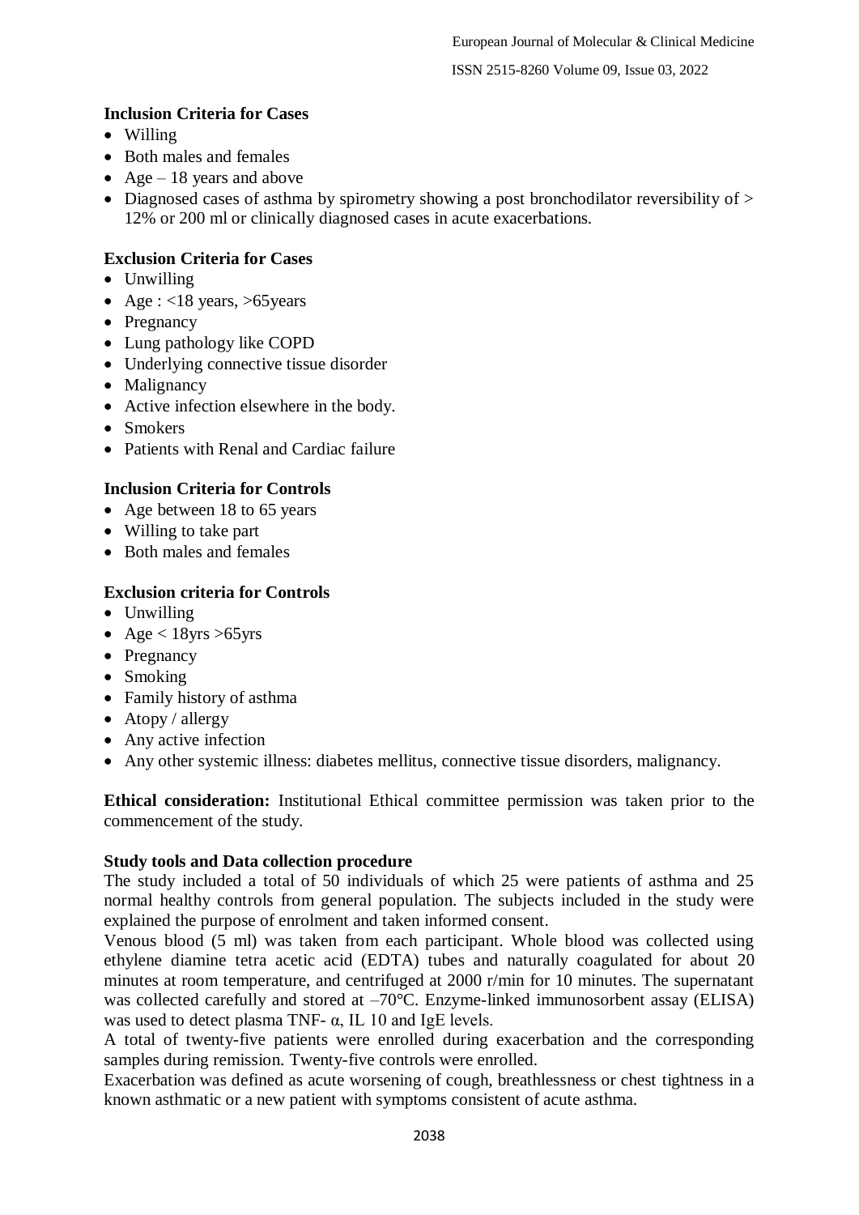**Inclusion Criteria for Cases**

- Willing
- Both males and females
- Age – 18 years and above
- Diagnosed cases of asthma by spirometry showing a post bronchodilator reversibility of > 12% or 200 ml or clinically diagnosed cases in acute exacerbations.

**Exclusion Criteria for Cases**

- Unwilling
- Age : <18 years, >65years
- Pregnancy
- Lung pathology like COPD
- Underlying connective tissue disorder
- Malignancy
- Active infection elsewhere in the body.
- Smokers
- Patients with Renal and Cardiac failure

**Inclusion Criteria for Controls**

- Age between 18 to 65 years
- Willing to take part
- Both males and females

**Exclusion criteria for Controls**

- Unwilling
- Age < 18yrs >65yrs
- Pregnancy
- Smoking
- Family history of asthma
- Atopy / allergy
- Any active infection
- Any other systemic illness: diabetes mellitus, connective tissue disorders, malignancy.

**Ethical consideration:** Institutional Ethical committee permission was taken prior to the commencement of the study.

**Study tools and Data collection procedure**

The study included a total of 50 individuals of which 25 were patients of asthma and 25 normal healthy controls from general population. The subjects included in the study were explained the purpose of enrolment and taken informed consent.

Venous blood (5 ml) was taken from each participant. Whole blood was collected using ethylene diamine tetra acetic acid (EDTA) tubes and naturally coagulated for about 20 minutes at room temperature, and centrifuged at 2000 r/min for 10 minutes. The supernatant was collected carefully and stored at –70°C. Enzyme-linked immunosorbent assay (ELISA) was used to detect plasma TNF- α, IL 10 and IgE levels.

A total of twenty-five patients were enrolled during exacerbation and the corresponding samples during remission. Twenty-five controls were enrolled.

Exacerbation was defined as acute worsening of cough, breathlessness or chest tightness in a known asthmatic or a new patient with symptoms consistent of acute asthma.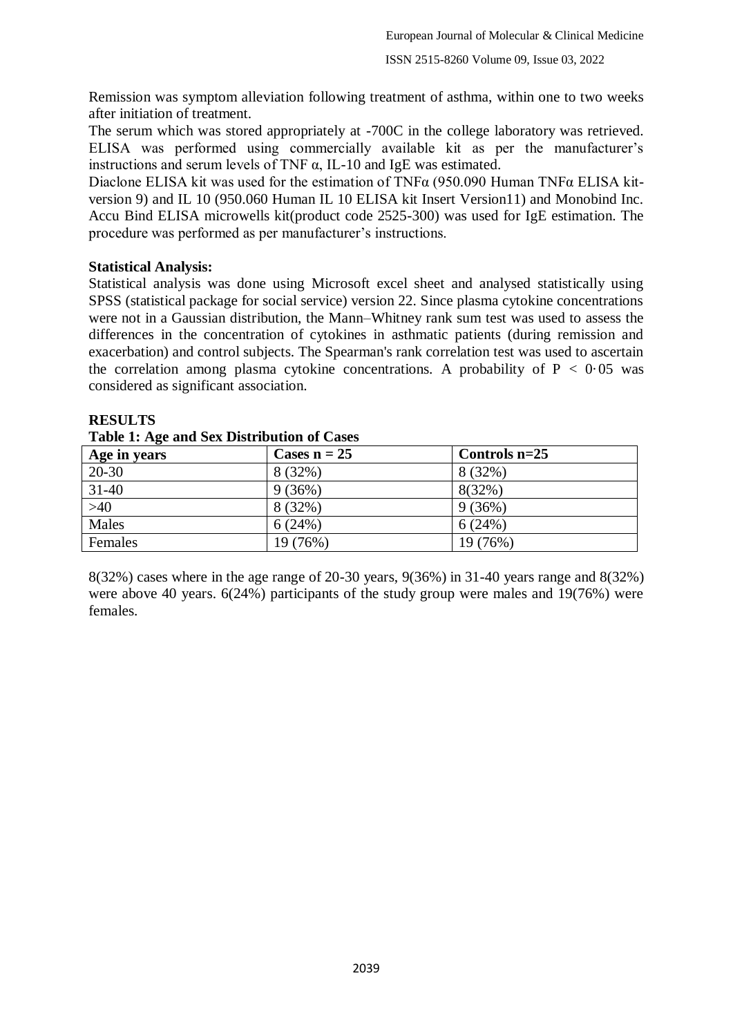Remission was symptom alleviation following treatment of asthma, within one to two weeks after initiation of treatment.

The serum which was stored appropriately at -700C in the college laboratory was retrieved. ELISA was performed using commercially available kit as per the manufacturer's instructions and serum levels of TNF α, IL-10 and IgE was estimated.

Diaclone ELISA kit was used for the estimation of TNFα (950.090 Human TNFα ELISA kit-version 9) and IL 10 (950.060 Human IL 10 ELISA kit Insert Version11) and Monobind Inc. Accu Bind ELISA microwells kit(product code 2525-300) was used for IgE estimation. The procedure was performed as per manufacturer's instructions.

**Statistical Analysis:**

Statistical analysis was done using Microsoft excel sheet and analysed statistically using SPSS (statistical package for social service) version 22. Since plasma cytokine concentrations were not in a Gaussian distribution, the Mann–Whitney rank sum test was used to assess the differences in the concentration of cytokines in asthmatic patients (during remission and exacerbation) and control subjects. The Spearman's rank correlation test was used to ascertain the correlation among plasma cytokine concentrations. A probability of $P < 0{\cdot}05$ was considered as significant association.

## RESULTS

**Table 1: Age and Sex Distribution of Cases**

| Age in years | Cases n = 25 | Controls n=25 |
|---|---|---|
| 20-30 | 8 (32%) | 8 (32%) |
| 31-40 | 9 (36%) | 8(32%) |
| >40 | 8 (32%) | 9 (36%) |
| Males | 6 (24%) | 6 (24%) |
| Females | 19 (76%) | 19 (76%) |

8(32%) cases where in the age range of 20-30 years, 9(36%) in 31-40 years range and 8(32%) were above 40 years. 6(24%) participants of the study group were males and 19(76%) were females.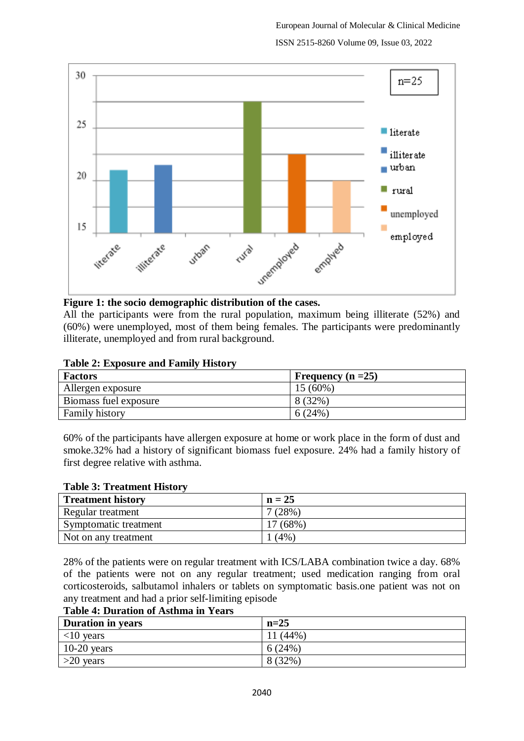**Figure 1: the socio demographic distribution of the cases.**

All the participants were from the rural population, maximum being illiterate (52%) and (60%) were unemployed, most of them being females. The participants were predominantly illiterate, unemployed and from rural background.

**Table 2: Exposure and Family History**

| Factors | Frequency (n =25) |
|---|---|
| Allergen exposure | 15 (60%) |
| Biomass fuel exposure | 8 (32%) |
| Family history | 6 (24%) |

60% of the participants have allergen exposure at home or work place in the form of dust and smoke.32% had a history of significant biomass fuel exposure. 24% had a family history of first degree relative with asthma.

**Table 3: Treatment History**

| Treatment history | n = 25 |
|---|---|
| Regular treatment | 7 (28%) |
| Symptomatic treatment | 17 (68%) |
| Not on any treatment | 1 (4%) |

28% of the patients were on regular treatment with ICS/LABA combination twice a day. 68% of the patients were not on any regular treatment; used medication ranging from oral corticosteroids, salbutamol inhalers or tablets on symptomatic basis.one patient was not on any treatment and had a prior self-limiting episode

**Table 4: Duration of Asthma in Years**

| Duration in years | n=25 |
|---|---|
| <10 years | 11 (44%) |
| 10-20 years | 6 (24%) |
| >20 years | 8 (32%) |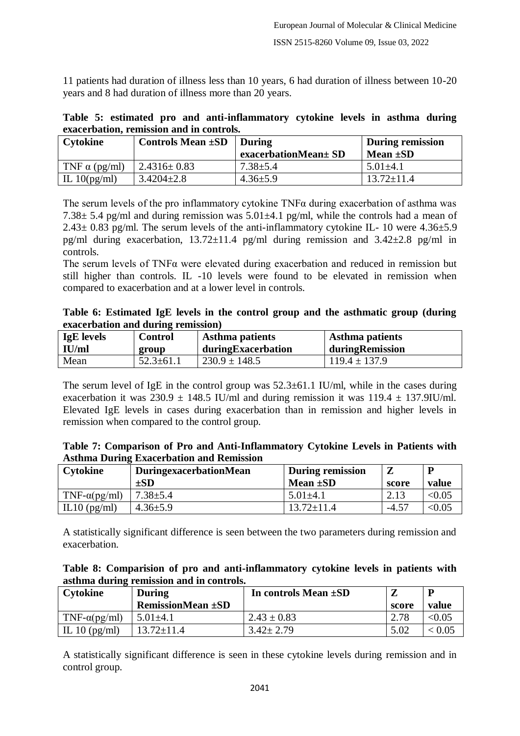11 patients had duration of illness less than 10 years, 6 had duration of illness between 10-20 years and 8 had duration of illness more than 20 years.

**Table 5: estimated pro and anti-inflammatory cytokine levels in asthma during exacerbation, remission and in controls.**

| Cytokine | Controls Mean ±SD | During exacerbationMean± SD | During remission Mean ±SD |
|---|---|---|---|
| TNF α (pg/ml) | 2.4316± 0.83 | 7.38±5.4 | 5.01±4.1 |
| IL 10(pg/ml) | 3.4204±2.8 | 4.36±5.9 | 13.72±11.4 |

The serum levels of the pro inflammatory cytokine TNFα during exacerbation of asthma was 7.38± 5.4 pg/ml and during remission was 5.01±4.1 pg/ml, while the controls had a mean of 2.43± 0.83 pg/ml. The serum levels of the anti-inflammatory cytokine IL- 10 were 4.36±5.9 pg/ml during exacerbation, 13.72±11.4 pg/ml during remission and 3.42±2.8 pg/ml in controls.

The serum levels of TNFα were elevated during exacerbation and reduced in remission but still higher than controls. IL -10 levels were found to be elevated in remission when compared to exacerbation and at a lower level in controls.

**Table 6: Estimated IgE levels in the control group and the asthmatic group (during exacerbation and during remission)**

| IgE levels IU/ml | Control group | Asthma patients duringExacerbation | Asthma patients duringRemission |
|---|---|---|---|
| Mean | 52.3±61.1 | 230.9 ± 148.5 | 119.4 ± 137.9 |

The serum level of IgE in the control group was 52.3±61.1 IU/ml, while in the cases during exacerbation it was 230.9 ± 148.5 IU/ml and during remission it was 119.4 ± 137.9IU/ml. Elevated IgE levels in cases during exacerbation than in remission and higher levels in remission when compared to the control group.

**Table 7: Comparison of Pro and Anti-Inflammatory Cytokine Levels in Patients with Asthma During Exacerbation and Remission**

| Cytokine | DuringexacerbationMean ±SD | During remission Mean ±SD | Z score | P value |
|---|---|---|---|---|
| TNF-α(pg/ml) | 7.38±5.4 | 5.01±4.1 | 2.13 | <0.05 |
| IL10 (pg/ml) | 4.36±5.9 | 13.72±11.4 | -4.57 | <0.05 |

A statistically significant difference is seen between the two parameters during remission and exacerbation.

**Table 8: Comparision of pro and anti-inflammatory cytokine levels in patients with asthma during remission and in controls.**

| Cytokine | During RemissionMean ±SD | In controls Mean ±SD | Z score | P value |
|---|---|---|---|---|
| TNF-α(pg/ml) | 5.01±4.1 | 2.43 ± 0.83 | 2.78 | <0.05 |
| IL 10 (pg/ml) | 13.72±11.4 | 3.42± 2.79 | 5.02 | < 0.05 |

A statistically significant difference is seen in these cytokine levels during remission and in control group.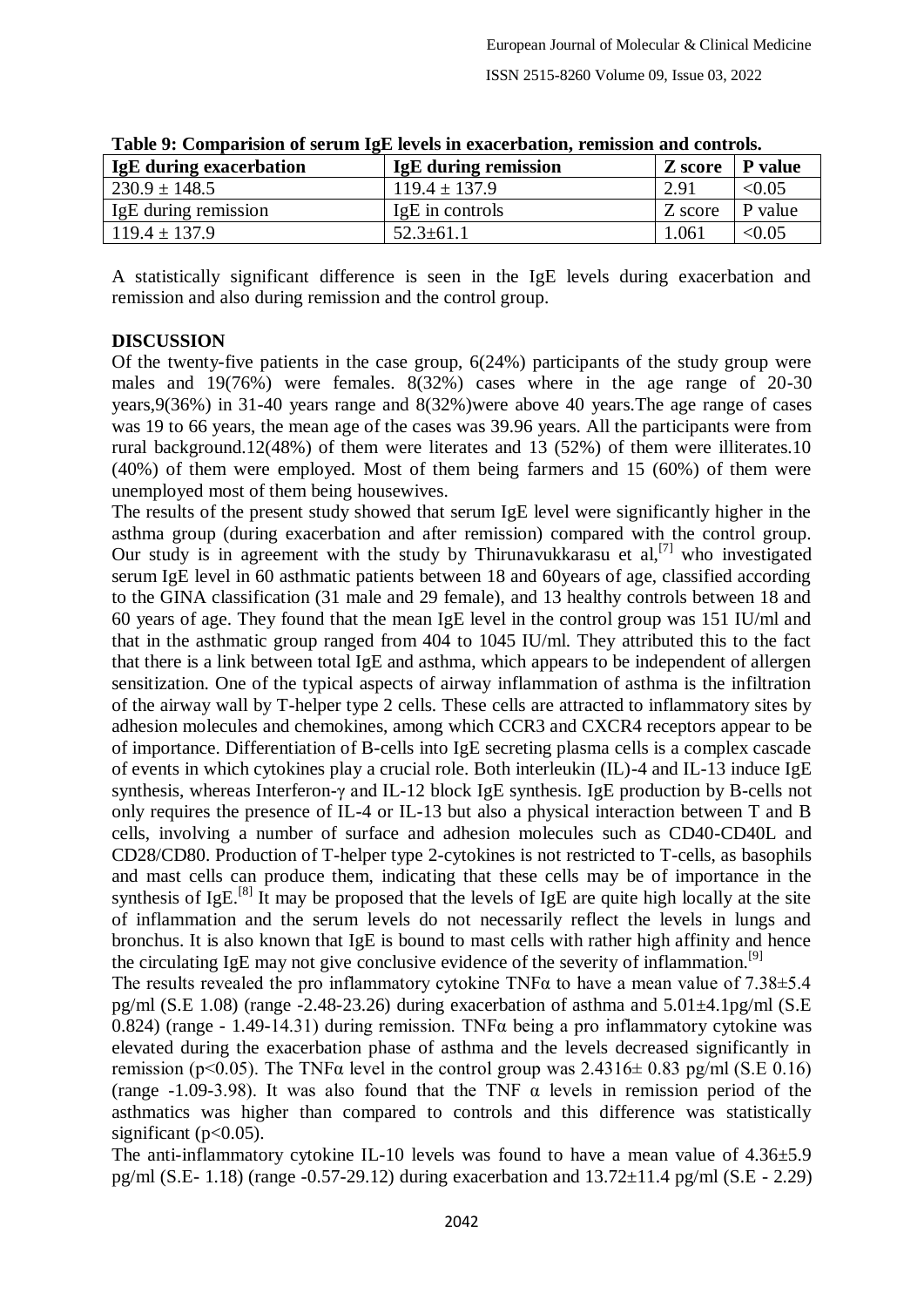**Table 9: Comparision of serum IgE levels in exacerbation, remission and controls.**

| IgE during exacerbation | IgE during remission | Z score | P value |
|---|---|---|---|
| 230.9 ± 148.5 | 119.4 ± 137.9 | 2.91 | <0.05 |
| IgE during remission | IgE in controls | Z score | P value |
| 119.4 ± 137.9 | 52.3±61.1 | 1.061 | <0.05 |

A statistically significant difference is seen in the IgE levels during exacerbation and remission and also during remission and the control group.

## DISCUSSION

Of the twenty-five patients in the case group, 6(24%) participants of the study group were males and 19(76%) were females. 8(32%) cases where in the age range of 20-30 years,9(36%) in 31-40 years range and 8(32%)were above 40 years.The age range of cases was 19 to 66 years, the mean age of the cases was 39.96 years. All the participants were from rural background.12(48%) of them were literates and 13 (52%) of them were illiterates.10 (40%) of them were employed. Most of them being farmers and 15 (60%) of them were unemployed most of them being housewives.

The results of the present study showed that serum IgE level were significantly higher in the asthma group (during exacerbation and after remission) compared with the control group. Our study is in agreement with the study by Thirunavukkarasu et al,[7] who investigated serum IgE level in 60 asthmatic patients between 18 and 60years of age, classified according to the GINA classification (31 male and 29 female), and 13 healthy controls between 18 and 60 years of age. They found that the mean IgE level in the control group was 151 IU/ml and that in the asthmatic group ranged from 404 to 1045 IU/ml. They attributed this to the fact that there is a link between total IgE and asthma, which appears to be independent of allergen sensitization. One of the typical aspects of airway inflammation of asthma is the infiltration of the airway wall by T-helper type 2 cells. These cells are attracted to inflammatory sites by adhesion molecules and chemokines, among which CCR3 and CXCR4 receptors appear to be of importance. Differentiation of B-cells into IgE secreting plasma cells is a complex cascade of events in which cytokines play a crucial role. Both interleukin (IL)-4 and IL-13 induce IgE synthesis, whereas Interferon-γ and IL-12 block IgE synthesis. IgE production by B-cells not only requires the presence of IL-4 or IL-13 but also a physical interaction between T and B cells, involving a number of surface and adhesion molecules such as CD40-CD40L and CD28/CD80. Production of T-helper type 2-cytokines is not restricted to T-cells, as basophils and mast cells can produce them, indicating that these cells may be of importance in the synthesis of IgE.[8] It may be proposed that the levels of IgE are quite high locally at the site of inflammation and the serum levels do not necessarily reflect the levels in lungs and bronchus. It is also known that IgE is bound to mast cells with rather high affinity and hence the circulating IgE may not give conclusive evidence of the severity of inflammation.[9]

The results revealed the pro inflammatory cytokine TNFα to have a mean value of 7.38±5.4 pg/ml (S.E 1.08) (range -2.48-23.26) during exacerbation of asthma and 5.01±4.1pg/ml (S.E 0.824) (range - 1.49-14.31) during remission. TNFα being a pro inflammatory cytokine was elevated during the exacerbation phase of asthma and the levels decreased significantly in remission ($p<0.05$). The TNFα level in the control group was 2.4316± 0.83 pg/ml (S.E 0.16) (range -1.09-3.98). It was also found that the TNF α levels in remission period of the asthmatics was higher than compared to controls and this difference was statistically significant ($p<0.05$).

The anti-inflammatory cytokine IL-10 levels was found to have a mean value of 4.36±5.9 pg/ml (S.E- 1.18) (range -0.57-29.12) during exacerbation and 13.72±11.4 pg/ml (S.E - 2.29)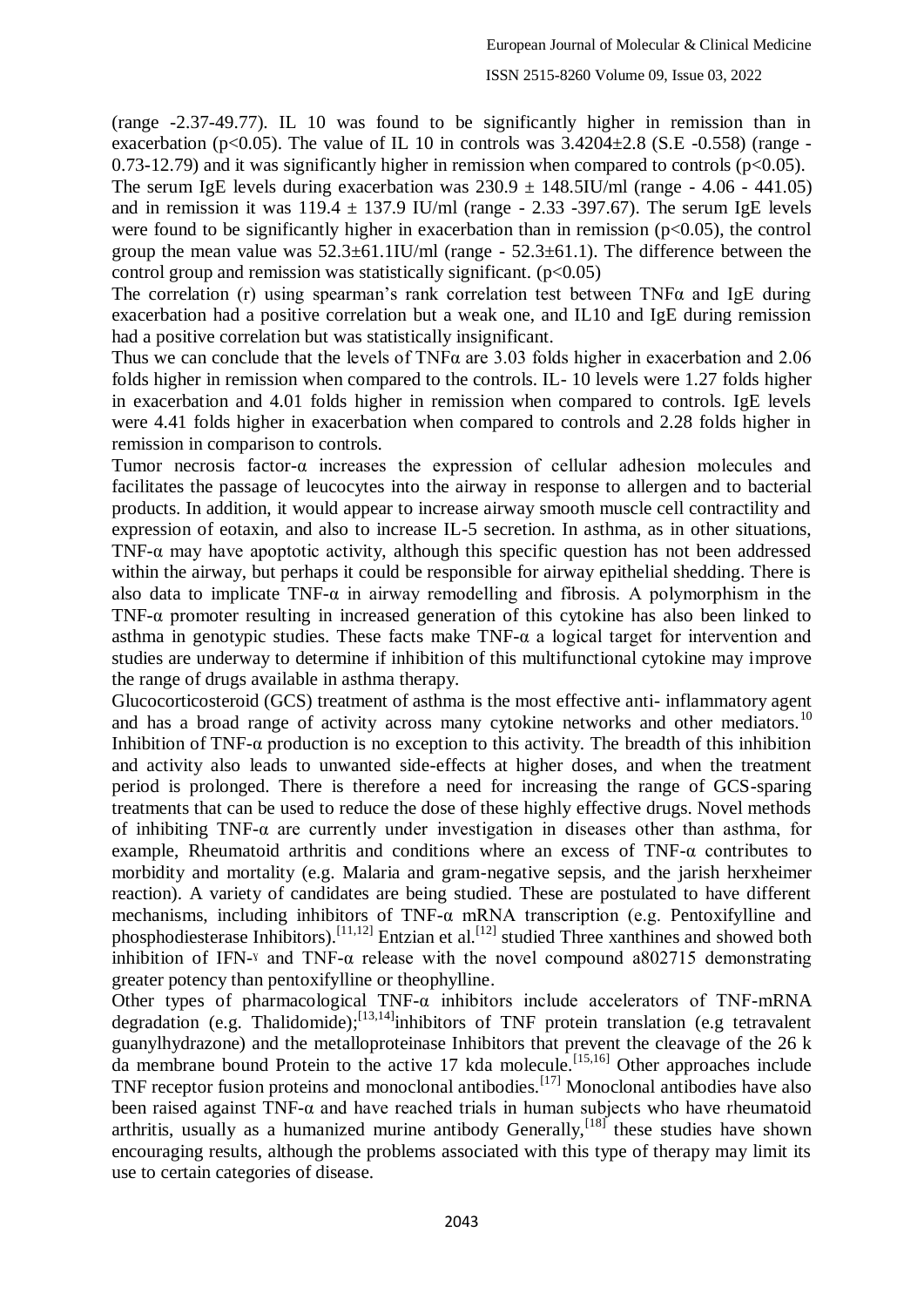(range -2.37-49.77). IL 10 was found to be significantly higher in remission than in exacerbation ($p<0.05$). The value of IL 10 in controls was $3.4204\pm2.8$ (S.E -0.558) (range - 0.73-12.79) and it was significantly higher in remission when compared to controls ($p<0.05$).

The serum IgE levels during exacerbation was $230.9 \pm 148.5$IU/ml (range - 4.06 - 441.05) and in remission it was $119.4 \pm 137.9$ IU/ml (range - 2.33 -397.67). The serum IgE levels were found to be significantly higher in exacerbation than in remission ($p<0.05$), the control group the mean value was $52.3\pm61.1$IU/ml (range - $52.3\pm61.1$). The difference between the control group and remission was statistically significant. ($p<0.05$)

The correlation (r) using spearman's rank correlation test between TNFα and IgE during exacerbation had a positive correlation but a weak one, and IL10 and IgE during remission had a positive correlation but was statistically insignificant.

Thus we can conclude that the levels of TNFα are 3.03 folds higher in exacerbation and 2.06 folds higher in remission when compared to the controls. IL- 10 levels were 1.27 folds higher in exacerbation and 4.01 folds higher in remission when compared to controls. IgE levels were 4.41 folds higher in exacerbation when compared to controls and 2.28 folds higher in remission in comparison to controls.

Tumor necrosis factor-α increases the expression of cellular adhesion molecules and facilitates the passage of leucocytes into the airway in response to allergen and to bacterial products. In addition, it would appear to increase airway smooth muscle cell contractility and expression of eotaxin, and also to increase IL-5 secretion. In asthma, as in other situations, TNF-α may have apoptotic activity, although this specific question has not been addressed within the airway, but perhaps it could be responsible for airway epithelial shedding. There is also data to implicate TNF-α in airway remodelling and fibrosis. A polymorphism in the TNF-α promoter resulting in increased generation of this cytokine has also been linked to asthma in genotypic studies. These facts make TNF-α a logical target for intervention and studies are underway to determine if inhibition of this multifunctional cytokine may improve the range of drugs available in asthma therapy.

Glucocorticosteroid (GCS) treatment of asthma is the most effective anti- inflammatory agent and has a broad range of activity across many cytokine networks and other mediators.[10] Inhibition of TNF-α production is no exception to this activity. The breadth of this inhibition and activity also leads to unwanted side-effects at higher doses, and when the treatment period is prolonged. There is therefore a need for increasing the range of GCS-sparing treatments that can be used to reduce the dose of these highly effective drugs. Novel methods of inhibiting TNF-α are currently under investigation in diseases other than asthma, for example, Rheumatoid arthritis and conditions where an excess of TNF-α contributes to morbidity and mortality (e.g. Malaria and gram-negative sepsis, and the jarish herxheimer reaction). A variety of candidates are being studied. These are postulated to have different mechanisms, including inhibitors of TNF-α mRNA transcription (e.g. Pentoxifylline and phosphodiesterase Inhibitors).[11,12] Entzian et al.[12] studied Three xanthines and showed both inhibition of IFN-ᵞ and TNF-α release with the novel compound a802715 demonstrating greater potency than pentoxifylline or theophylline.

Other types of pharmacological TNF-α inhibitors include accelerators of TNF-mRNA degradation (e.g. Thalidomide);[13,14]inhibitors of TNF protein translation (e.g tetravalent guanylhydrazone) and the metalloproteinase Inhibitors that prevent the cleavage of the 26 k da membrane bound Protein to the active 17 kda molecule.[15,16] Other approaches include TNF receptor fusion proteins and monoclonal antibodies.[17] Monoclonal antibodies have also been raised against TNF-α and have reached trials in human subjects who have rheumatoid arthritis, usually as a humanized murine antibody Generally,[18] these studies have shown encouraging results, although the problems associated with this type of therapy may limit its use to certain categories of disease.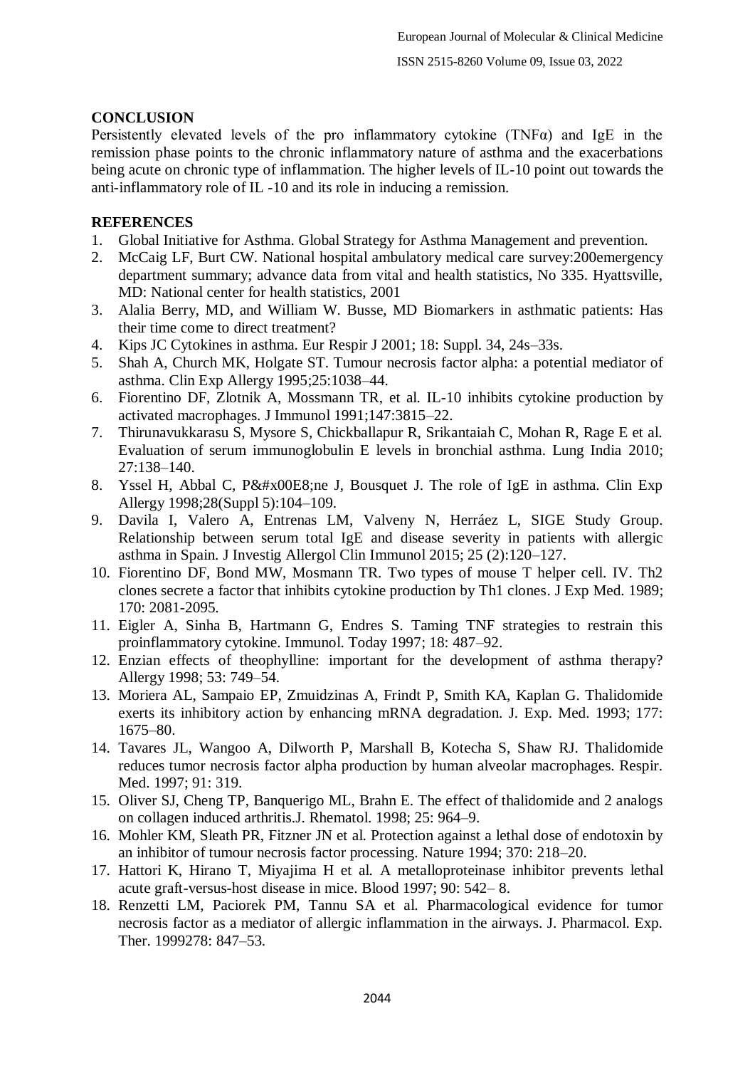## CONCLUSION

Persistently elevated levels of the pro inflammatory cytokine (TNFα) and IgE in the remission phase points to the chronic inflammatory nature of asthma and the exacerbations being acute on chronic type of inflammation. The higher levels of IL-10 point out towards the anti-inflammatory role of IL -10 and its role in inducing a remission.

## REFERENCES

1. Global Initiative for Asthma. Global Strategy for Asthma Management and prevention.
2. McCaig LF, Burt CW. National hospital ambulatory medical care survey:200emergency department summary; advance data from vital and health statistics, No 335. Hyattsville, MD: National center for health statistics, 2001
3. Alalia Berry, MD, and William W. Busse, MD Biomarkers in asthmatic patients: Has their time come to direct treatment?
4. Kips JC Cytokines in asthma. Eur Respir J 2001; 18: Suppl. 34, 24s–33s.
5. Shah A, Church MK, Holgate ST. Tumour necrosis factor alpha: a potential mediator of asthma. Clin Exp Allergy 1995;25:1038–44.
6. Fiorentino DF, Zlotnik A, Mossmann TR, et al. IL-10 inhibits cytokine production by activated macrophages. J Immunol 1991;147:3815–22.
7. Thirunavukkarasu S, Mysore S, Chickballapur R, Srikantaiah C, Mohan R, Rage E et al. Evaluation of serum immunoglobulin E levels in bronchial asthma. Lung India 2010; 27:138–140.
8. Yssel H, Abbal C, P&#x00E8;ne J, Bousquet J. The role of IgE in asthma. Clin Exp Allergy 1998;28(Suppl 5):104–109.
9. Davila I, Valero A, Entrenas LM, Valveny N, Herráez L, SIGE Study Group. Relationship between serum total IgE and disease severity in patients with allergic asthma in Spain. J Investig Allergol Clin Immunol 2015; 25 (2):120–127.
10. Fiorentino DF, Bond MW, Mosmann TR. Two types of mouse T helper cell. IV. Th2 clones secrete a factor that inhibits cytokine production by Th1 clones. J Exp Med. 1989; 170: 2081-2095.
11. Eigler A, Sinha B, Hartmann G, Endres S. Taming TNF strategies to restrain this proinflammatory cytokine. Immunol. Today 1997; 18: 487–92.
12. Enzian effects of theophylline: important for the development of asthma therapy? Allergy 1998; 53: 749–54.
13. Moriera AL, Sampaio EP, Zmuidzinas A, Frindt P, Smith KA, Kaplan G. Thalidomide exerts its inhibitory action by enhancing mRNA degradation. J. Exp. Med. 1993; 177: 1675–80.
14. Tavares JL, Wangoo A, Dilworth P, Marshall B, Kotecha S, Shaw RJ. Thalidomide reduces tumor necrosis factor alpha production by human alveolar macrophages. Respir. Med. 1997; 91: 319.
15. Oliver SJ, Cheng TP, Banquerigo ML, Brahn E. The effect of thalidomide and 2 analogs on collagen induced arthritis.J. Rhematol. 1998; 25: 964–9.
16. Mohler KM, Sleath PR, Fitzner JN et al. Protection against a lethal dose of endotoxin by an inhibitor of tumour necrosis factor processing. Nature 1994; 370: 218–20.
17. Hattori K, Hirano T, Miyajima H et al. A metalloproteinase inhibitor prevents lethal acute graft-versus-host disease in mice. Blood 1997; 90: 542– 8.
18. Renzetti LM, Paciorek PM, Tannu SA et al. Pharmacological evidence for tumor necrosis factor as a mediator of allergic inflammation in the airways. J. Pharmacol. Exp. Ther. 1999278: 847–53.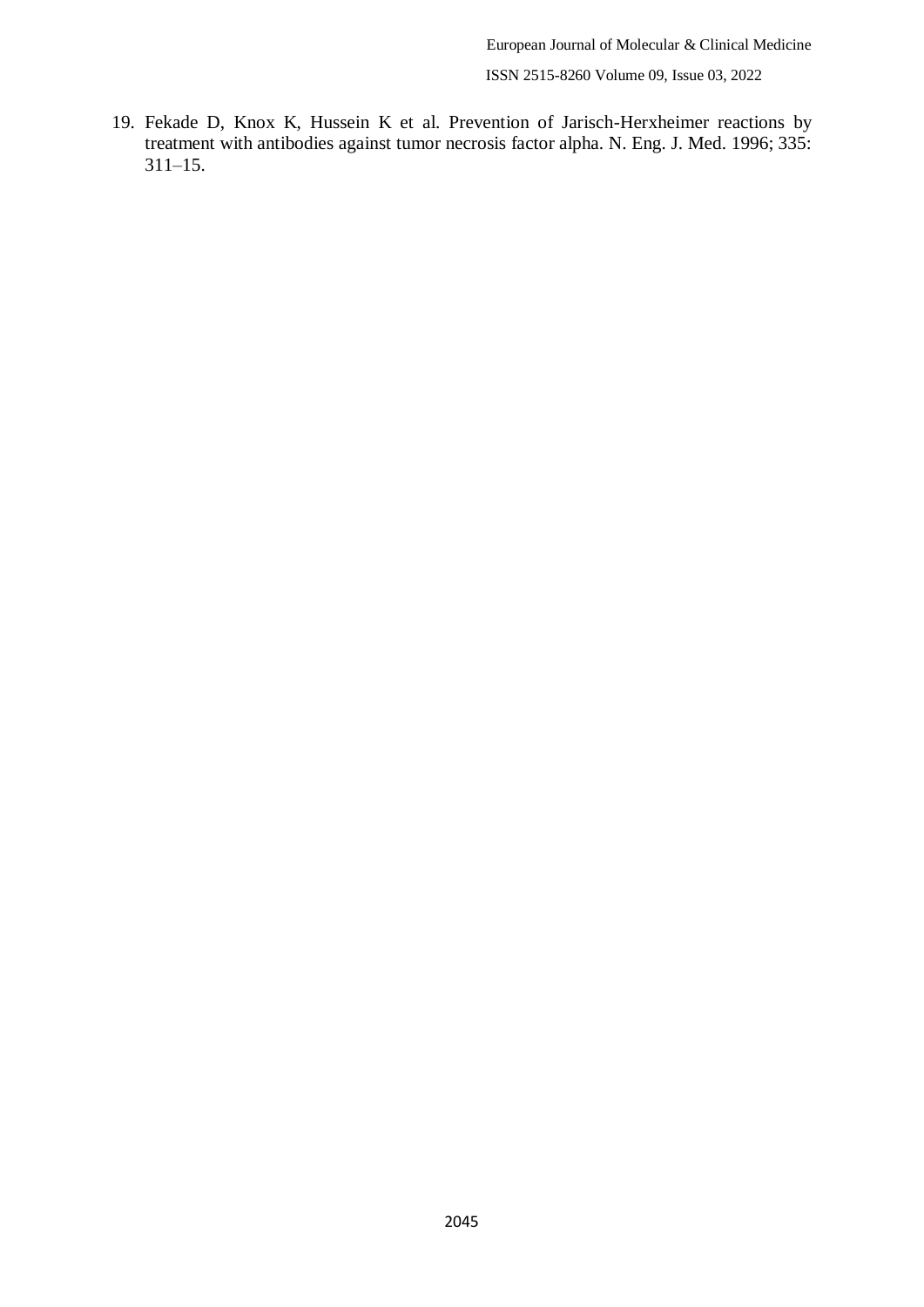19. Fekade D, Knox K, Hussein K et al. Prevention of Jarisch-Herxheimer reactions by treatment with antibodies against tumor necrosis factor alpha. N. Eng. J. Med. 1996; 335: 311–15.